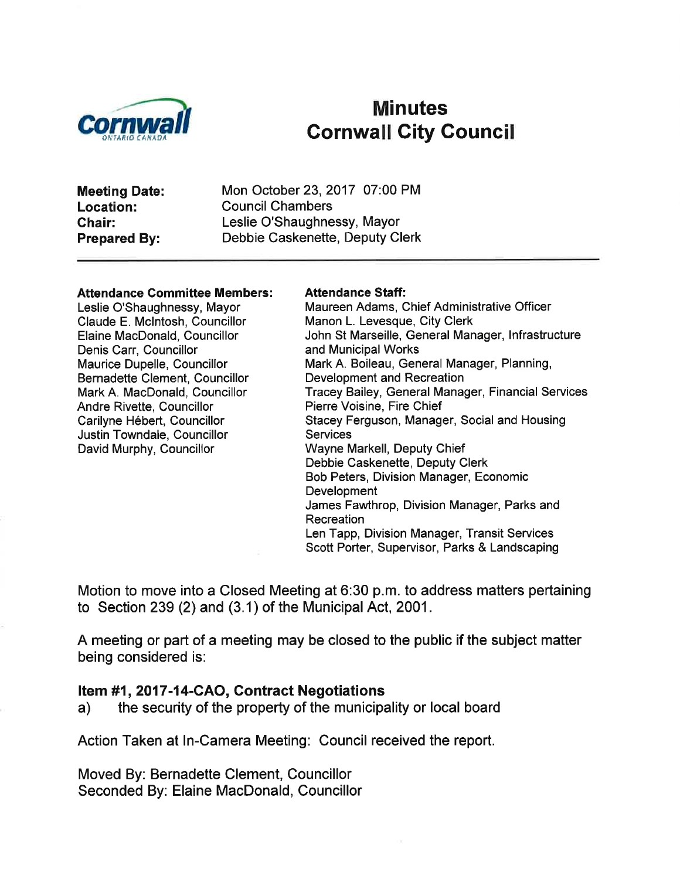# Minutes
# Cornwall City Council

**Meeting Date:** Mon October 23, 2017 07:00 PM
**Location:** Council Chambers
**Chair:** Leslie O'Shaughnessy, Mayor
**Prepared By:** Debbie Caskenette, Deputy Clerk

---

**Attendance Committee Members:**
Leslie O'Shaughnessy, Mayor
Claude E. McIntosh, Councillor
Elaine MacDonald, Councillor
Denis Carr, Councillor
Maurice Dupelle, Councillor
Bernadette Clement, Councillor
Mark A. MacDonald, Councillor
Andre Rivette, Councillor
Carilyne Hébert, Councillor
Justin Towndale, Councillor
David Murphy, Councillor

**Attendance Staff:**
Maureen Adams, Chief Administrative Officer
Manon L. Levesque, City Clerk
John St Marseille, General Manager, Infrastructure and Municipal Works
Mark A. Boileau, General Manager, Planning, Development and Recreation
Tracey Bailey, General Manager, Financial Services
Pierre Voisine, Fire Chief
Stacey Ferguson, Manager, Social and Housing Services
Wayne Markell, Deputy Chief
Debbie Caskenette, Deputy Clerk
Bob Peters, Division Manager, Economic Development
James Fawthrop, Division Manager, Parks and Recreation
Len Tapp, Division Manager, Transit Services
Scott Porter, Supervisor, Parks & Landscaping

Motion to move into a Closed Meeting at 6:30 p.m. to address matters pertaining to Section 239 (2) and (3.1) of the Municipal Act, 2001.

A meeting or part of a meeting may be closed to the public if the subject matter being considered is:

**Item #1, 2017-14-CAO, Contract Negotiations**

a) the security of the property of the municipality or local board

Action Taken at In-Camera Meeting: Council received the report.

Moved By: Bernadette Clement, Councillor
Seconded By: Elaine MacDonald, Councillor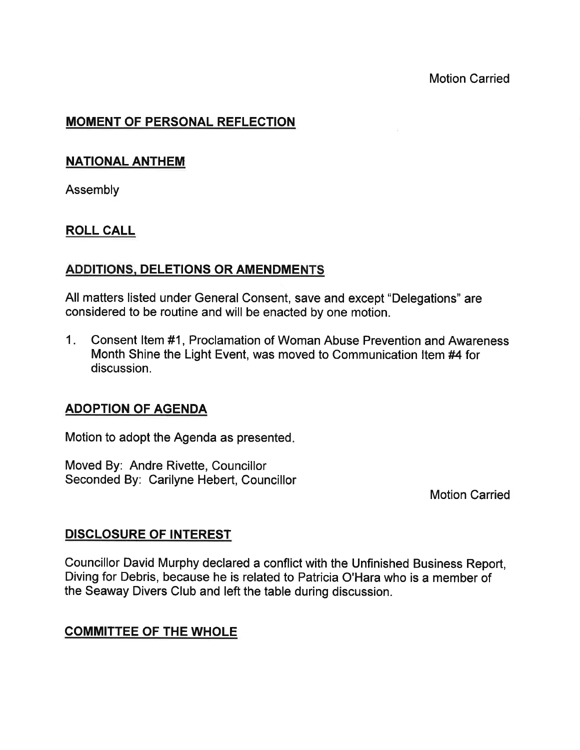Motion Carried

## MOMENT OF PERSONAL REFLECTION

## NATIONAL ANTHEM

Assembly

## ROLL CALL

## ADDITIONS, DELETIONS OR AMENDMENTS

All matters listed under General Consent, save and except "Delegations" are considered to be routine and will be enacted by one motion.

1. Consent Item #1, Proclamation of Woman Abuse Prevention and Awareness Month Shine the Light Event, was moved to Communication Item #4 for discussion.

## ADOPTION OF AGENDA

Motion to adopt the Agenda as presented.

Moved By: Andre Rivette, Councillor
Seconded By: Carilyne Hebert, Councillor

Motion Carried

## DISCLOSURE OF INTEREST

Councillor David Murphy declared a conflict with the Unfinished Business Report, Diving for Debris, because he is related to Patricia O'Hara who is a member of the Seaway Divers Club and left the table during discussion.

## COMMITTEE OF THE WHOLE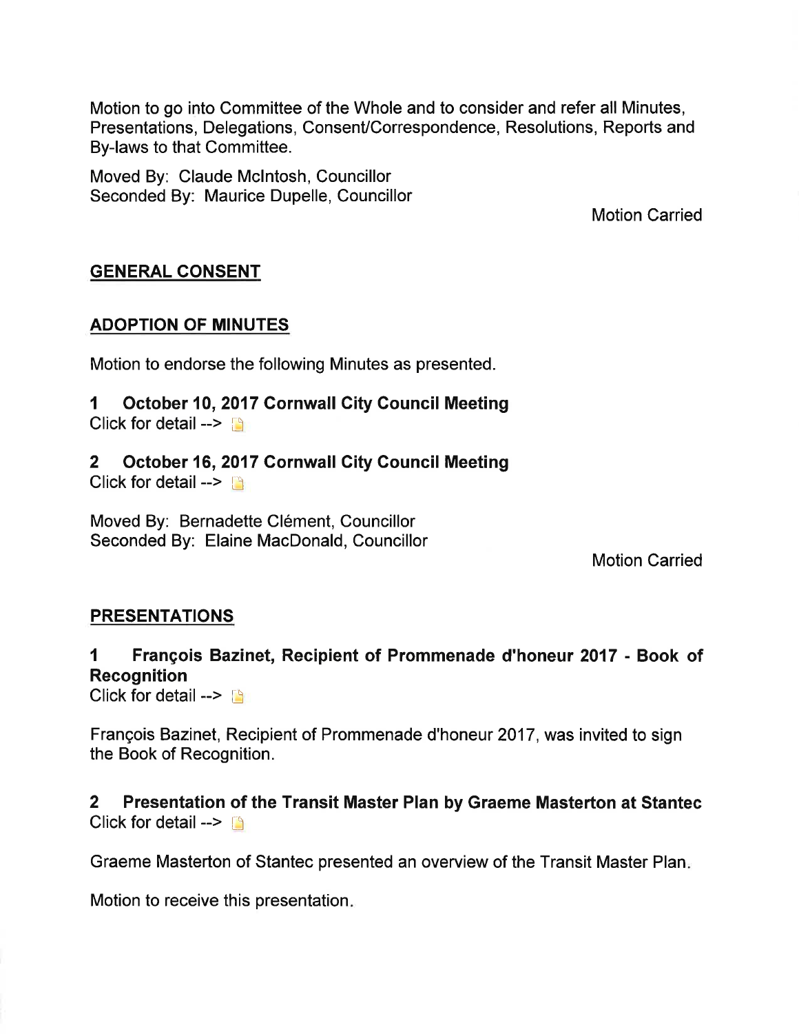Motion to go into Committee of the Whole and to consider and refer all Minutes, Presentations, Delegations, Consent/Correspondence, Resolutions, Reports and By-laws to that Committee.

Moved By: Claude McIntosh, Councillor
Seconded By: Maurice Dupelle, Councillor

Motion Carried

## GENERAL CONSENT

## ADOPTION OF MINUTES

Motion to endorse the following Minutes as presented.

### 1 October 10, 2017 Cornwall City Council Meeting

Click for detail -->

### 2 October 16, 2017 Cornwall City Council Meeting

Click for detail -->

Moved By: Bernadette Clément, Councillor
Seconded By: Elaine MacDonald, Councillor

Motion Carried

## PRESENTATIONS

### 1 François Bazinet, Recipient of Prommenade d'honeur 2017 - Book of Recognition

Click for detail -->

François Bazinet, Recipient of Prommenade d'honeur 2017, was invited to sign the Book of Recognition.

### 2 Presentation of the Transit Master Plan by Graeme Masterton at Stantec

Click for detail -->

Graeme Masterton of Stantec presented an overview of the Transit Master Plan.

Motion to receive this presentation.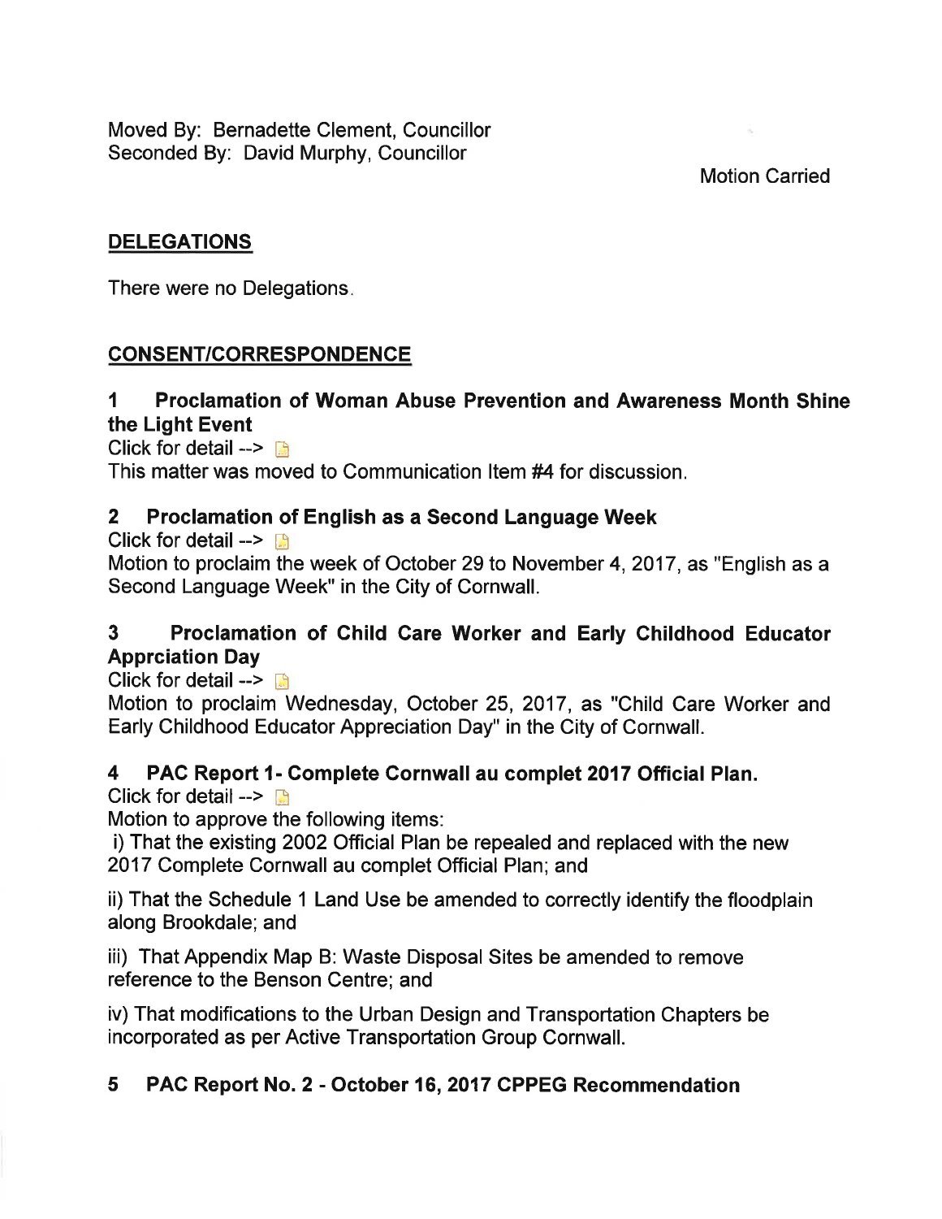Moved By: Bernadette Clement, Councillor
Seconded By: David Murphy, Councillor

Motion Carried

## DELEGATIONS

There were no Delegations.

## CONSENT/CORRESPONDENCE

### 1 Proclamation of Woman Abuse Prevention and Awareness Month Shine the Light Event

Click for detail -->

This matter was moved to Communication Item #4 for discussion.

### 2 Proclamation of English as a Second Language Week

Click for detail -->

Motion to proclaim the week of October 29 to November 4, 2017, as "English as a Second Language Week" in the City of Cornwall.

### 3 Proclamation of Child Care Worker and Early Childhood Educator Apprciation Day

Click for detail -->

Motion to proclaim Wednesday, October 25, 2017, as "Child Care Worker and Early Childhood Educator Appreciation Day" in the City of Cornwall.

### 4 PAC Report 1- Complete Cornwall au complet 2017 Official Plan.

Click for detail -->

Motion to approve the following items:

i) That the existing 2002 Official Plan be repealed and replaced with the new 2017 Complete Cornwall au complet Official Plan; and

ii) That the Schedule 1 Land Use be amended to correctly identify the floodplain along Brookdale; and

iii) That Appendix Map B: Waste Disposal Sites be amended to remove reference to the Benson Centre; and

iv) That modifications to the Urban Design and Transportation Chapters be incorporated as per Active Transportation Group Cornwall.

### 5 PAC Report No. 2 - October 16, 2017 CPPEG Recommendation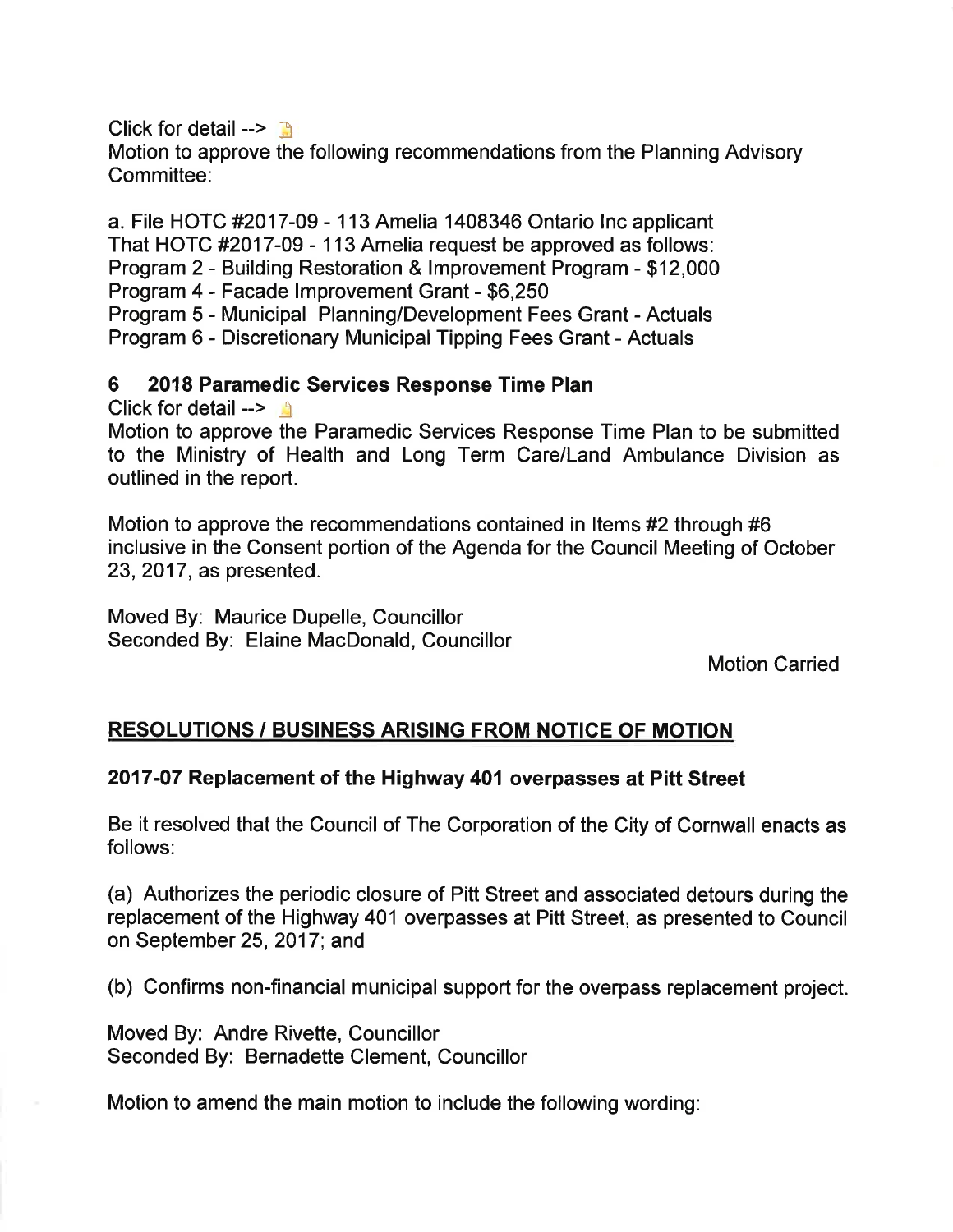Click for detail -->

Motion to approve the following recommendations from the Planning Advisory Committee:

a. File HOTC #2017-09 - 113 Amelia 1408346 Ontario Inc applicant
That HOTC #2017-09 - 113 Amelia request be approved as follows:
Program 2 - Building Restoration & Improvement Program - $12,000
Program 4 - Facade Improvement Grant - $6,250
Program 5 - Municipal Planning/Development Fees Grant - Actuals
Program 6 - Discretionary Municipal Tipping Fees Grant - Actuals

### 6 2018 Paramedic Services Response Time Plan

Click for detail -->

Motion to approve the Paramedic Services Response Time Plan to be submitted to the Ministry of Health and Long Term Care/Land Ambulance Division as outlined in the report.

Motion to approve the recommendations contained in Items #2 through #6 inclusive in the Consent portion of the Agenda for the Council Meeting of October 23, 2017, as presented.

Moved By: Maurice Dupelle, Councillor
Seconded By: Elaine MacDonald, Councillor

Motion Carried

## RESOLUTIONS / BUSINESS ARISING FROM NOTICE OF MOTION

### 2017-07 Replacement of the Highway 401 overpasses at Pitt Street

Be it resolved that the Council of The Corporation of the City of Cornwall enacts as follows:

(a) Authorizes the periodic closure of Pitt Street and associated detours during the replacement of the Highway 401 overpasses at Pitt Street, as presented to Council on September 25, 2017; and

(b) Confirms non-financial municipal support for the overpass replacement project.

Moved By: Andre Rivette, Councillor
Seconded By: Bernadette Clement, Councillor

Motion to amend the main motion to include the following wording: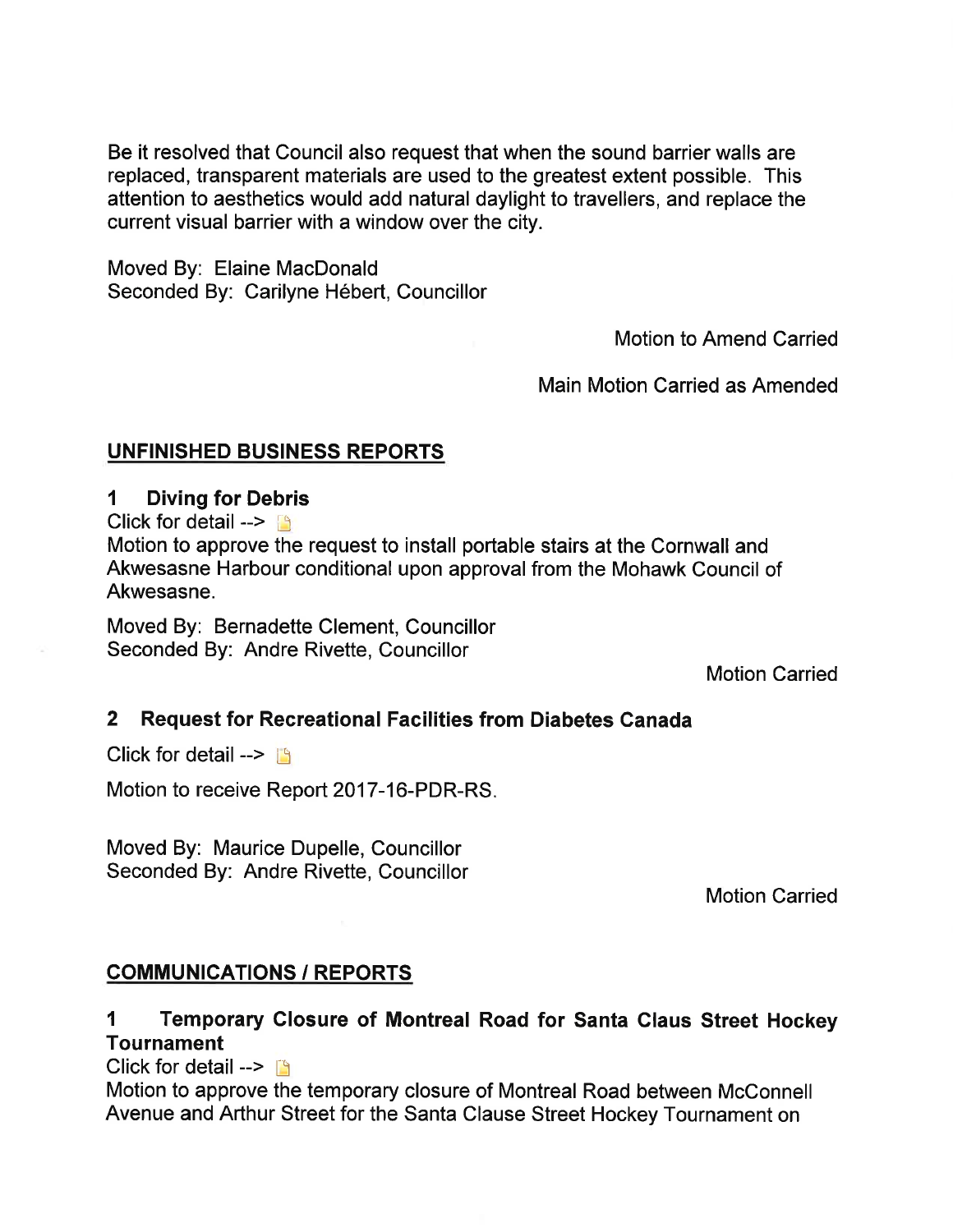Be it resolved that Council also request that when the sound barrier walls are replaced, transparent materials are used to the greatest extent possible. This attention to aesthetics would add natural daylight to travellers, and replace the current visual barrier with a window over the city.

Moved By: Elaine MacDonald
Seconded By: Carilyne Hébert, Councillor

Motion to Amend Carried

Main Motion Carried as Amended

## UNFINISHED BUSINESS REPORTS

### 1 Diving for Debris

Click for detail -->

Motion to approve the request to install portable stairs at the Cornwall and Akwesasne Harbour conditional upon approval from the Mohawk Council of Akwesasne.

Moved By: Bernadette Clement, Councillor
Seconded By: Andre Rivette, Councillor

Motion Carried

### 2 Request for Recreational Facilities from Diabetes Canada

Click for detail -->

Motion to receive Report 2017-16-PDR-RS.

Moved By: Maurice Dupelle, Councillor
Seconded By: Andre Rivette, Councillor

Motion Carried

## COMMUNICATIONS / REPORTS

### 1 Temporary Closure of Montreal Road for Santa Claus Street Hockey Tournament

Click for detail -->

Motion to approve the temporary closure of Montreal Road between McConnell Avenue and Arthur Street for the Santa Clause Street Hockey Tournament on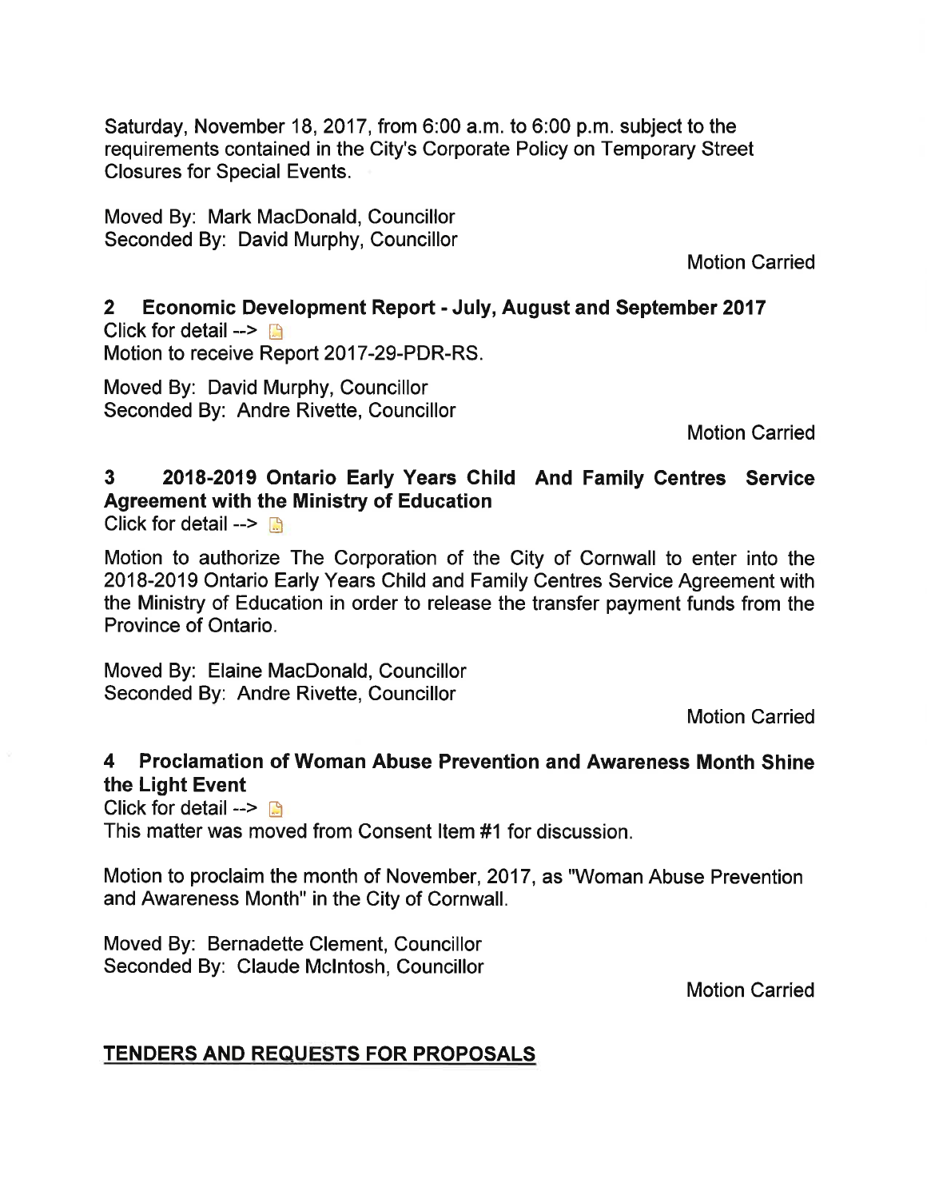Saturday, November 18, 2017, from 6:00 a.m. to 6:00 p.m. subject to the requirements contained in the City's Corporate Policy on Temporary Street Closures for Special Events.

Moved By: Mark MacDonald, Councillor
Seconded By: David Murphy, Councillor

Motion Carried

### 2 Economic Development Report - July, August and September 2017

Click for detail -->
Motion to receive Report 2017-29-PDR-RS.

Moved By: David Murphy, Councillor
Seconded By: Andre Rivette, Councillor

Motion Carried

### 3 2018-2019 Ontario Early Years Child And Family Centres Service Agreement with the Ministry of Education

Click for detail -->

Motion to authorize The Corporation of the City of Cornwall to enter into the 2018-2019 Ontario Early Years Child and Family Centres Service Agreement with the Ministry of Education in order to release the transfer payment funds from the Province of Ontario.

Moved By: Elaine MacDonald, Councillor
Seconded By: Andre Rivette, Councillor

Motion Carried

### 4 Proclamation of Woman Abuse Prevention and Awareness Month Shine the Light Event

Click for detail -->
This matter was moved from Consent Item #1 for discussion.

Motion to proclaim the month of November, 2017, as "Woman Abuse Prevention and Awareness Month" in the City of Cornwall.

Moved By: Bernadette Clement, Councillor
Seconded By: Claude McIntosh, Councillor

Motion Carried

## TENDERS AND REQUESTS FOR PROPOSALS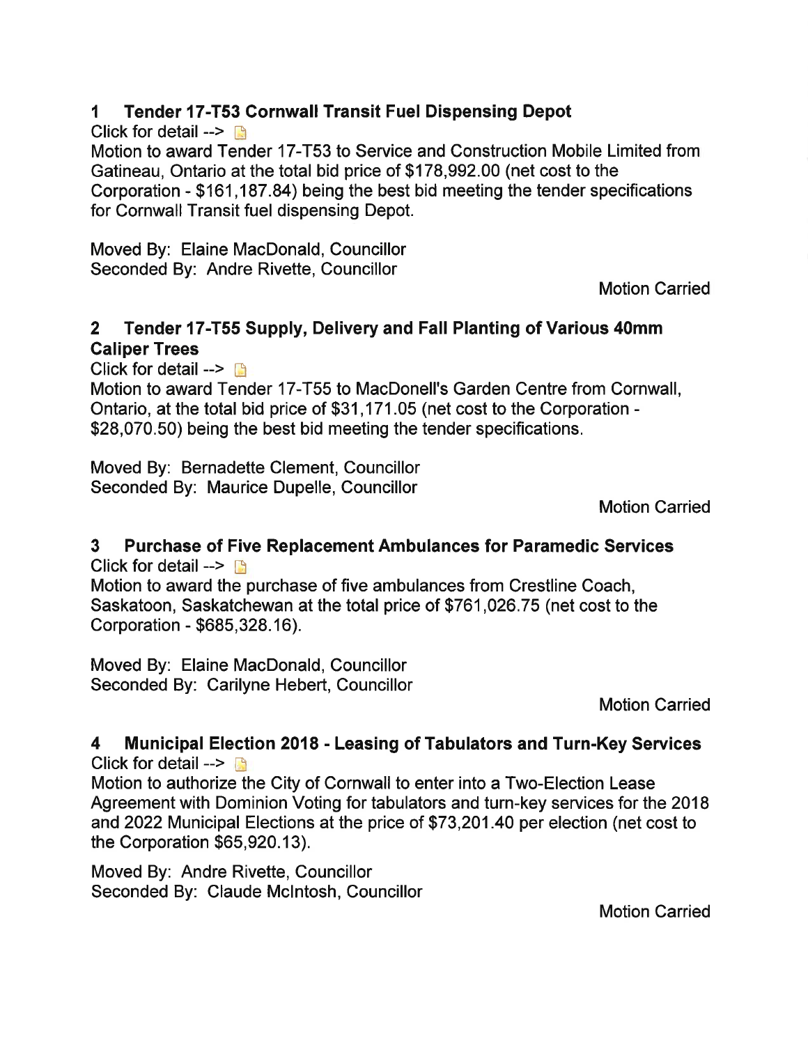## 1 Tender 17-T53 Cornwall Transit Fuel Dispensing Depot

Click for detail -->

Motion to award Tender 17-T53 to Service and Construction Mobile Limited from Gatineau, Ontario at the total bid price of $178,992.00 (net cost to the Corporation - $161,187.84) being the best bid meeting the tender specifications for Cornwall Transit fuel dispensing Depot.

Moved By: Elaine MacDonald, Councillor
Seconded By: Andre Rivette, Councillor

Motion Carried

## 2 Tender 17-T55 Supply, Delivery and Fall Planting of Various 40mm Caliper Trees

Click for detail -->

Motion to award Tender 17-T55 to MacDonell's Garden Centre from Cornwall, Ontario, at the total bid price of $31,171.05 (net cost to the Corporation - $28,070.50) being the best bid meeting the tender specifications.

Moved By: Bernadette Clement, Councillor
Seconded By: Maurice Dupelle, Councillor

Motion Carried

## 3 Purchase of Five Replacement Ambulances for Paramedic Services

Click for detail -->

Motion to award the purchase of five ambulances from Crestline Coach, Saskatoon, Saskatchewan at the total price of $761,026.75 (net cost to the Corporation - $685,328.16).

Moved By: Elaine MacDonald, Councillor
Seconded By: Carilyne Hebert, Councillor

Motion Carried

## 4 Municipal Election 2018 - Leasing of Tabulators and Turn-Key Services

Click for detail -->

Motion to authorize the City of Cornwall to enter into a Two-Election Lease Agreement with Dominion Voting for tabulators and turn-key services for the 2018 and 2022 Municipal Elections at the price of $73,201.40 per election (net cost to the Corporation $65,920.13).

Moved By: Andre Rivette, Councillor
Seconded By: Claude McIntosh, Councillor

Motion Carried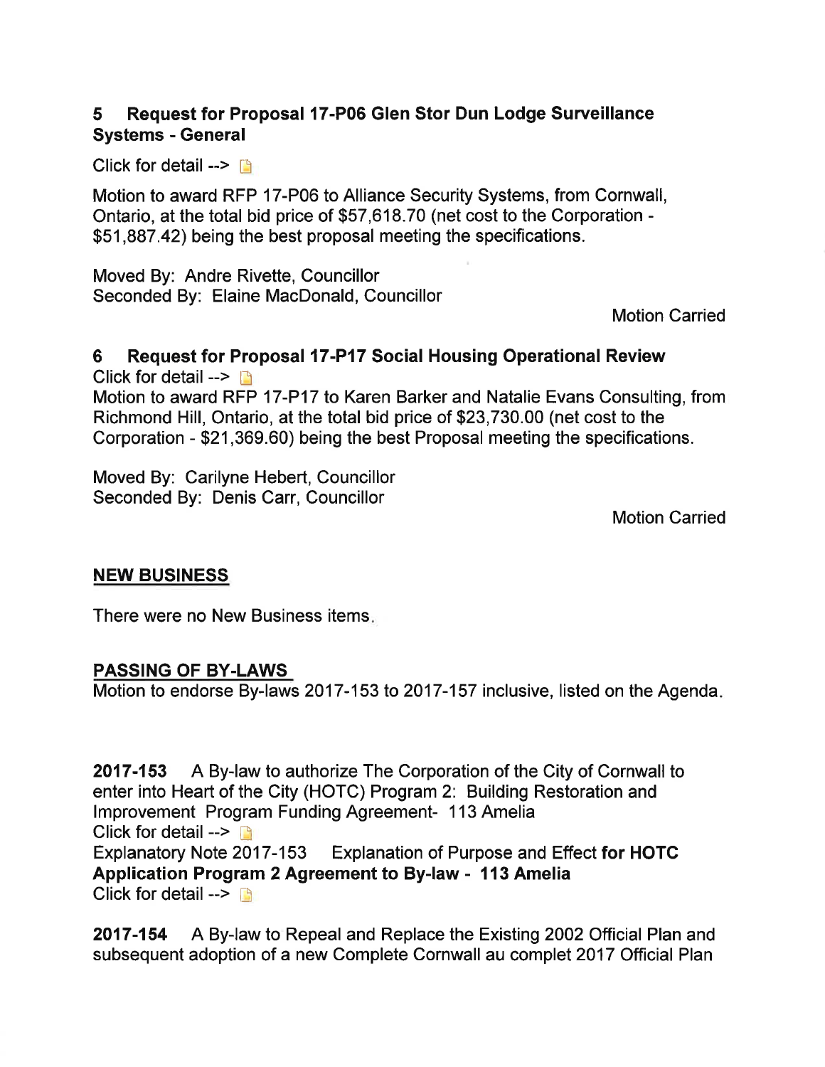**5 Request for Proposal 17-P06 Glen Stor Dun Lodge Surveillance Systems - General**

Click for detail -->

Motion to award RFP 17-P06 to Alliance Security Systems, from Cornwall, Ontario, at the total bid price of $57,618.70 (net cost to the Corporation - $51,887.42) being the best proposal meeting the specifications.

Moved By: Andre Rivette, Councillor
Seconded By: Elaine MacDonald, Councillor

Motion Carried

**6 Request for Proposal 17-P17 Social Housing Operational Review**

Click for detail -->

Motion to award RFP 17-P17 to Karen Barker and Natalie Evans Consulting, from Richmond Hill, Ontario, at the total bid price of $23,730.00 (net cost to the Corporation - $21,369.60) being the best Proposal meeting the specifications.

Moved By: Carilyne Hebert, Councillor
Seconded By: Denis Carr, Councillor

Motion Carried

**NEW BUSINESS**

There were no New Business items.

**PASSING OF BY-LAWS**

Motion to endorse By-laws 2017-153 to 2017-157 inclusive, listed on the Agenda.

**2017-153** A By-law to authorize The Corporation of the City of Cornwall to enter into Heart of the City (HOTC) Program 2: Building Restoration and Improvement Program Funding Agreement- 113 Amelia
Click for detail -->
Explanatory Note 2017-153 Explanation of Purpose and Effect **for HOTC Application Program 2 Agreement to By-law - 113 Amelia**
Click for detail -->

**2017-154** A By-law to Repeal and Replace the Existing 2002 Official Plan and subsequent adoption of a new Complete Cornwall au complet 2017 Official Plan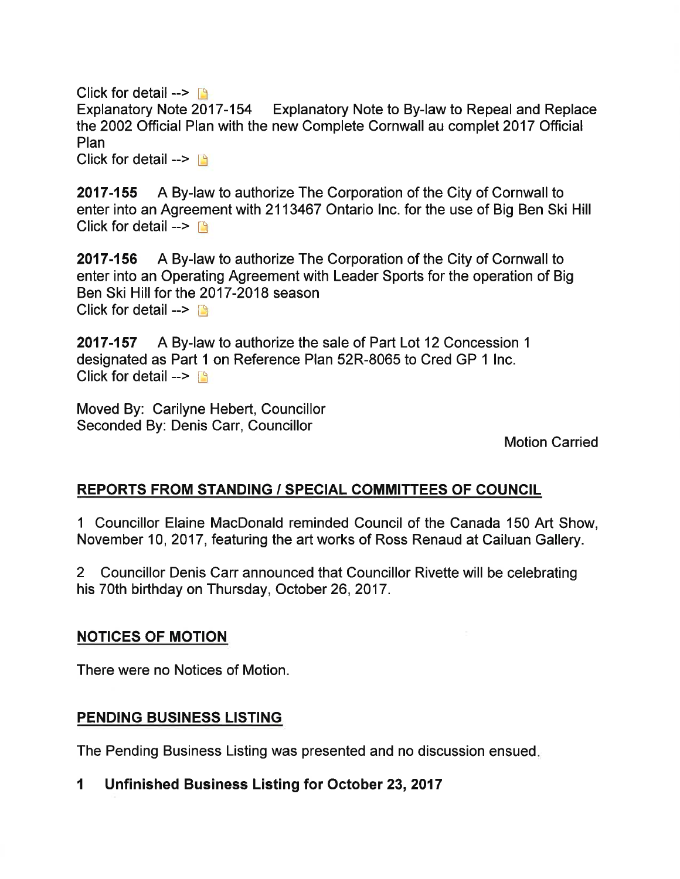Click for detail -->

Explanatory Note 2017-154 Explanatory Note to By-law to Repeal and Replace the 2002 Official Plan with the new Complete Cornwall au complet 2017 Official Plan

Click for detail -->

**2017-155** A By-law to authorize The Corporation of the City of Cornwall to enter into an Agreement with 2113467 Ontario Inc. for the use of Big Ben Ski Hill

Click for detail -->

**2017-156** A By-law to authorize The Corporation of the City of Cornwall to enter into an Operating Agreement with Leader Sports for the operation of Big Ben Ski Hill for the 2017-2018 season

Click for detail -->

**2017-157** A By-law to authorize the sale of Part Lot 12 Concession 1 designated as Part 1 on Reference Plan 52R-8065 to Cred GP 1 Inc.

Click for detail -->

Moved By: Carilyne Hebert, Councillor
Seconded By: Denis Carr, Councillor

Motion Carried

## REPORTS FROM STANDING / SPECIAL COMMITTEES OF COUNCIL

1 Councillor Elaine MacDonald reminded Council of the Canada 150 Art Show, November 10, 2017, featuring the art works of Ross Renaud at Cailuan Gallery.

2 Councillor Denis Carr announced that Councillor Rivette will be celebrating his 70th birthday on Thursday, October 26, 2017.

## NOTICES OF MOTION

There were no Notices of Motion.

## PENDING BUSINESS LISTING

The Pending Business Listing was presented and no discussion ensued.

### 1 Unfinished Business Listing for October 23, 2017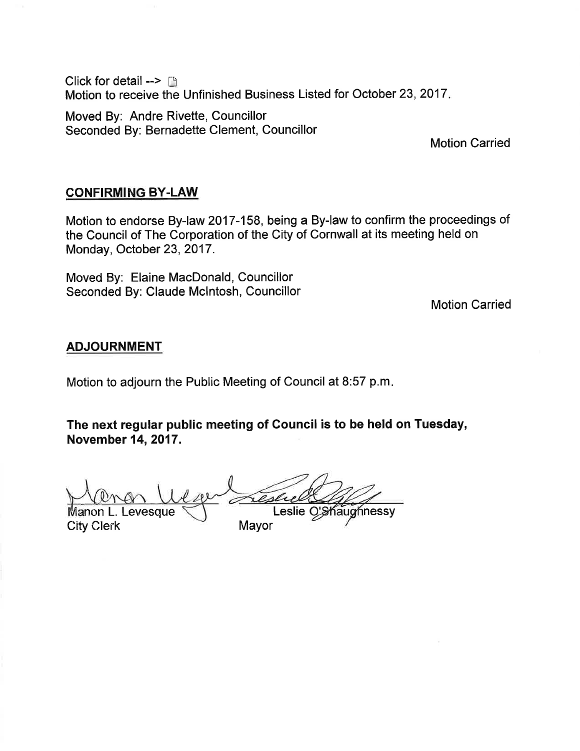Click for detail --> 

Motion to receive the Unfinished Business Listed for October 23, 2017.

Moved By: Andre Rivette, Councillor
Seconded By: Bernadette Clement, Councillor

Motion Carried

## CONFIRMING BY-LAW

Motion to endorse By-law 2017-158, being a By-law to confirm the proceedings of the Council of The Corporation of the City of Cornwall at its meeting held on Monday, October 23, 2017.

Moved By: Elaine MacDonald, Councillor
Seconded By: Claude McIntosh, Councillor

Motion Carried

## ADJOURNMENT

Motion to adjourn the Public Meeting of Council at 8:57 p.m.

**The next regular public meeting of Council is to be held on Tuesday, November 14, 2017.**

Manon L. Levesque
City Clerk

Leslie O'Shaughnessy
Mayor